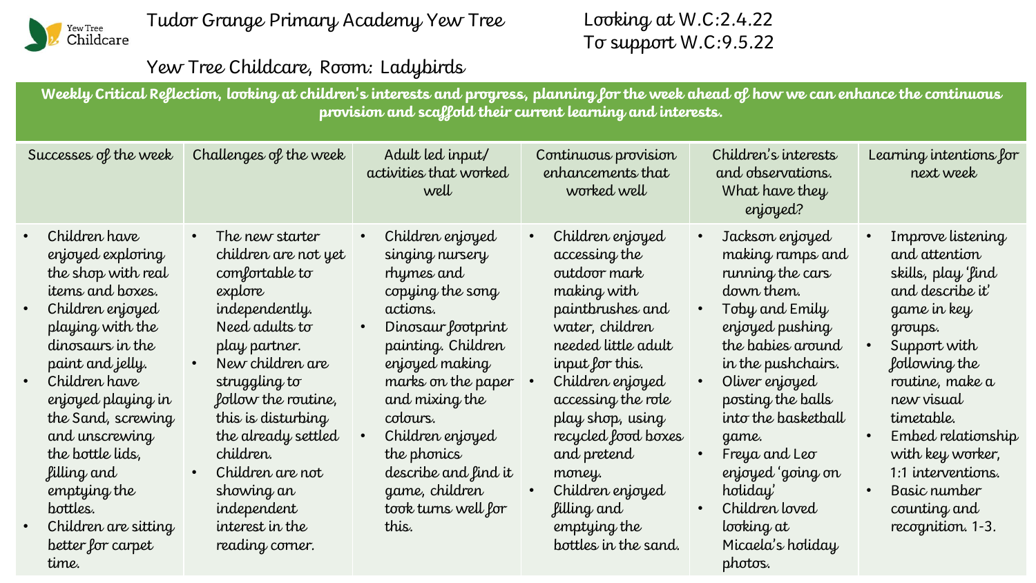Yew Tree Childcare

# Tudor Grange Primary Academy Yew Tree

Looking at W.C:2.4.22
To support W.C:9.5.22

## Yew Tree Childcare, Room: Ladybirds

**Weekly Critical Reflection, looking at children's interests and progress, planning for the week ahead of how we can enhance the continuous provision and scaffold their current learning and interests.**

| Successes of the week | Challenges of the week | Adult led input/ activities that worked well | Continuous provision enhancements that worked well | Children's interests and observations. What have they enjoyed? | Learning intentions for next week |
|---|---|---|---|---|---|
| • Children have enjoyed exploring the shop with real items and boxes.<br>• Children enjoyed playing with the dinosaurs in the paint and jelly.<br>• Children have enjoyed playing in the Sand, screwing and unscrewing the bottle lids, filling and emptying the bottles.<br>• Children are sitting better for carpet time. | • The new starter children are not yet comfortable to explore independently. Need adults to play partner.<br>• New children are struggling to follow the routine, this is disturbing the already settled children.<br>• Children are not showing an independent interest in the reading corner. | • Children enjoyed singing nursery rhymes and copying the song actions.<br>• Dinosaur footprint painting. Children enjoyed making marks on the paper and mixing the colours.<br>• Children enjoyed the phonics describe and find it game, children took turns well for this. | • Children enjoyed accessing the outdoor mark making with paintbrushes and water, children needed little adult input for this.<br>• Children enjoyed accessing the role play shop, using recycled food boxes and pretend money.<br>• Children enjoyed filling and emptying the bottles in the sand. | • Jackson enjoyed making ramps and running the cars down them.<br>• Toby and Emily enjoyed pushing the babies around in the pushchairs.<br>• Oliver enjoyed posting the balls into the basketball game.<br>• Freya and Leo enjoyed 'going on holiday'<br>• Children loved looking at Micaela's holiday photos. | • Improve listening and attention skills, play 'find and describe it' game in key groups.<br>• Support with following the routine, make a new visual timetable.<br>• Embed relationship with key worker, 1:1 interventions.<br>• Basic number counting and recognition. 1-3. |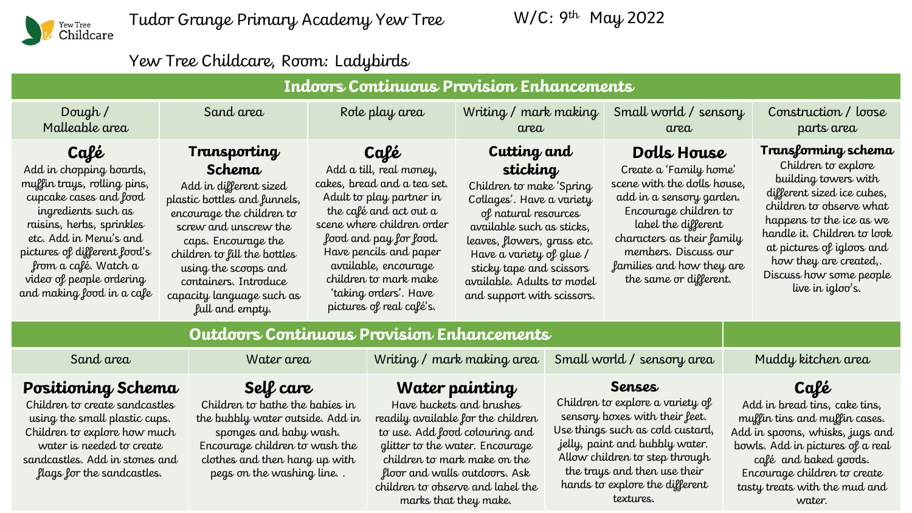Tudor Grange Primary Academy Yew Tree

W/C: 9th May 2022

Yew Tree Childcare, Room: Ladybirds

## Indoors Continuous Provision Enhancements

| Dough / Malleable area | Sand area | Role play area | Writing / mark making area | Small world / sensory area | Construction / loose parts area |
|---|---|---|---|---|---|
| **Café** Add in chopping boards, muffin trays, rolling pins, cupcake cases and food ingredients such as raisins, herbs, sprinkles etc. Add in Menu's and pictures of different food's from a café. Watch a video of people ordering and making food in a cafe | **Transporting Schema** Add in different sized plastic bottles and funnels, encourage the children to screw and unscrew the caps. Encourage the children to fill the bottles using the scoops and containers. Introduce capacity language such as full and empty. | **Café** Add a till, real money, cakes, bread and a tea set. Adult to play partner in the café and act out a scene where children order food and pay for food. Have pencils and paper available, encourage children to mark make 'taking orders'. Have pictures of real café's. | **Cutting and sticking** Children to make 'Spring Collages'. Have a variety of natural resources available such as sticks, leaves, flowers, grass etc. Have a variety of glue / sticky tape and scissors available. Adults to model and support with scissors. | **Dolls House** Create a 'Family home' scene with the dolls house, add in a sensory garden. Encourage children to label the different characters as their family members. Discuss our families and how they are the same or different. | **Transforming schema** Children to explore building towers with different sized ice cubes, children to observe what happens to the ice as we handle it. Children to look at pictures of igloos and how they are created,. Discuss how some people live in igloo's. |

## Outdoors Continuous Provision Enhancements

| Sand area | Water area | Writing / mark making area | Small world / sensory area | Muddy kitchen area |
|---|---|---|---|---|
| **Positioning Schema** Children to create sandcastles using the small plastic cups. Children to explore how much water is needed to create sandcastles. Add in stones and flags for the sandcastles. | **Self care** Children to bathe the babies in the bubbly water outside. Add in sponges and baby wash. Encourage children to wash the clothes and then hang up with pegs on the washing line. . | **Water painting** Have buckets and brushes readily available for the children to use. Add food colouring and glitter to the water. Encourage children to mark make on the floor and walls outdoors. Ask children to observe and label the marks that they make. | **Senses** Children to explore a variety of sensory boxes with their feet. Use things such as cold custard, jelly, paint and bubbly water. Allow children to step through the trays and then use their hands to explore the different textures. | **Café** Add in bread tins, cake tins, muffin tins and muffin cases. Add in spoons, whisks, jugs and bowls. Add in pictures of a real café and baked goods. Encourage children to create tasty treats with the mud and water. |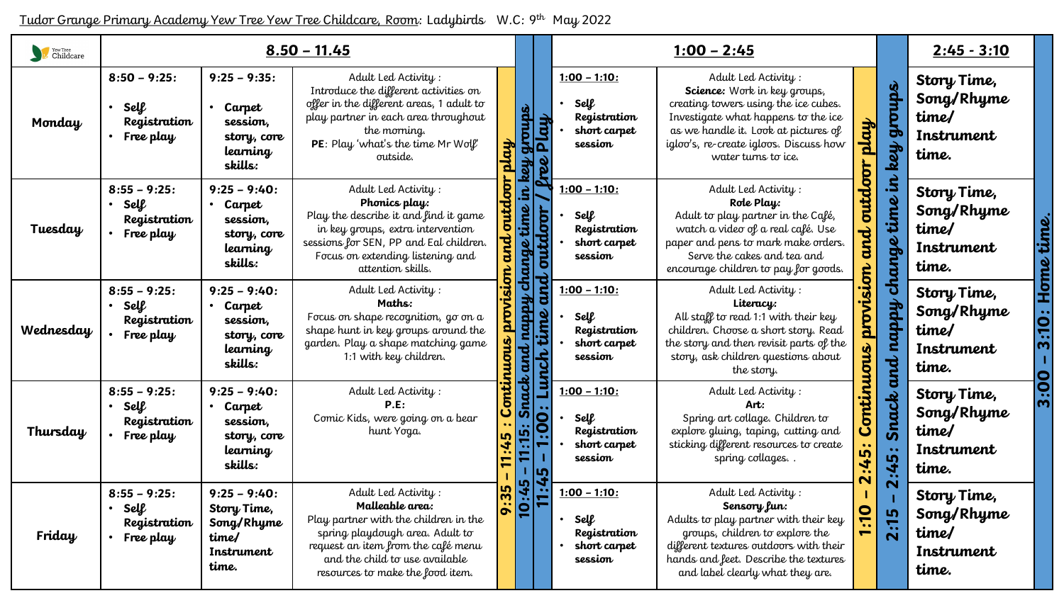Tudor Grange Primary Academy Yew Tree Yew Tree Childcare, Room: Ladybirds W.C: 9th May 2022

| Yew Tree Childcare | 8.50 – 11.45 | | | 9:35 – 11:45 : Continuous provision and outdoor play | 10:45 – 11:15: Snack and nappy change time in key groups | 11:45 – 1:00: Lunch time and outdoor / free Play | 1:00 – 2:45 | | 1:10 – 2:45: Continuous provision and outdoor play | 2:15 – 2:45: Snack and nappy change time in key groups | 2:45 - 3:10 | 3:00 – 3:10: Home time. |
|---|---|---|---|---|---|---|---|---|---|---|---|---|
| **Monday** | **8:50 – 9:25:** • **Self Registration** • **Free play** | **9:25 – 9:35:** • **Carpet session, story, core learning skills:** | Adult Led Activity : Introduce the different activities on offer in the different areas, 1 adult to play partner in each area throughout the morning. **PE**: Play 'what's the time Mr Wolf' outside. | | | | **1:00 – 1:10:** • **Self Registration** • **short carpet session** | Adult Led Activity : **Science:** Work in key groups, creating towers using the ice cubes. Investigate what happens to the ice as we handle it. Look at pictures of igloo's, re-create igloos. Discuss how water turns to ice. | | | **Story Time, Song/Rhyme time/ Instrument time.** | |
| **Tuesday** | **8:55 – 9:25:** • **Self Registration** • **Free play** | **9:25 – 9:40:** • **Carpet session, story, core learning skills:** | Adult Led Activity : **Phonics play:** Play the describe it and find it game in key groups, extra intervention sessions for SEN, PP and Eal children. Focus on extending listening and attention skills. | | | | **1:00 – 1:10:** • **Self Registration** • **short carpet session** | Adult Led Activity : **Role Play:** Adult to play partner in the Café, watch a video of a real café. Use paper and pens to mark make orders. Serve the cakes and tea and encourage children to pay for goods. | | | **Story Time, Song/Rhyme time/ Instrument time.** | |
| **Wednesday** | **8:55 – 9:25:** • **Self Registration** • **Free play** | **9:25 – 9:40:** • **Carpet session, story, core learning skills:** | Adult Led Activity : **Maths:** Focus on shape recognition, go on a shape hunt in key groups around the garden. Play a shape matching game 1:1 with key children. | | | | **1:00 – 1:10:** • **Self Registration** • **short carpet session** | Adult Led Activity : **Literacy:** All staff to read 1:1 with their key children. Choose a short story. Read the story and then revisit parts of the story, ask children questions about the story. | | | **Story Time, Song/Rhyme time/ Instrument time.** | |
| **Thursday** | **8:55 – 9:25:** • **Self Registration** • **Free play** | **9:25 – 9:40:** • **Carpet session, story, core learning skills:** | Adult Led Activity : **P.E:** Comic Kids, were going on a bear hunt Yoga. | | | | **1:00 – 1:10:** • **Self Registration** • **short carpet session** | Adult Led Activity : **Art:** Spring art collage. Children to explore gluing, taping, cutting and sticking different resources to create spring collages. . | | | **Story Time, Song/Rhyme time/ Instrument time.** | |
| **Friday** | **8:55 – 9:25:** • **Self Registration** • **Free play** | **9:25 – 9:40:** **Story Time, Song/Rhyme time/ Instrument time.** | Adult Led Activity : **Malleable area:** Play partner with the children in the spring playdough area. Adult to request an item from the café menu and the child to use available resources to make the food item. | | | | **1:00 – 1:10:** • **Self Registration** • **short carpet session** | Adult Led Activity : **Sensory fun:** Adults to play partner with their key groups, children to explore the different textures outdoors with their hands and feet. Describe the textures and label clearly what they are. | | | **Story Time, Song/Rhyme time/ Instrument time.** | |